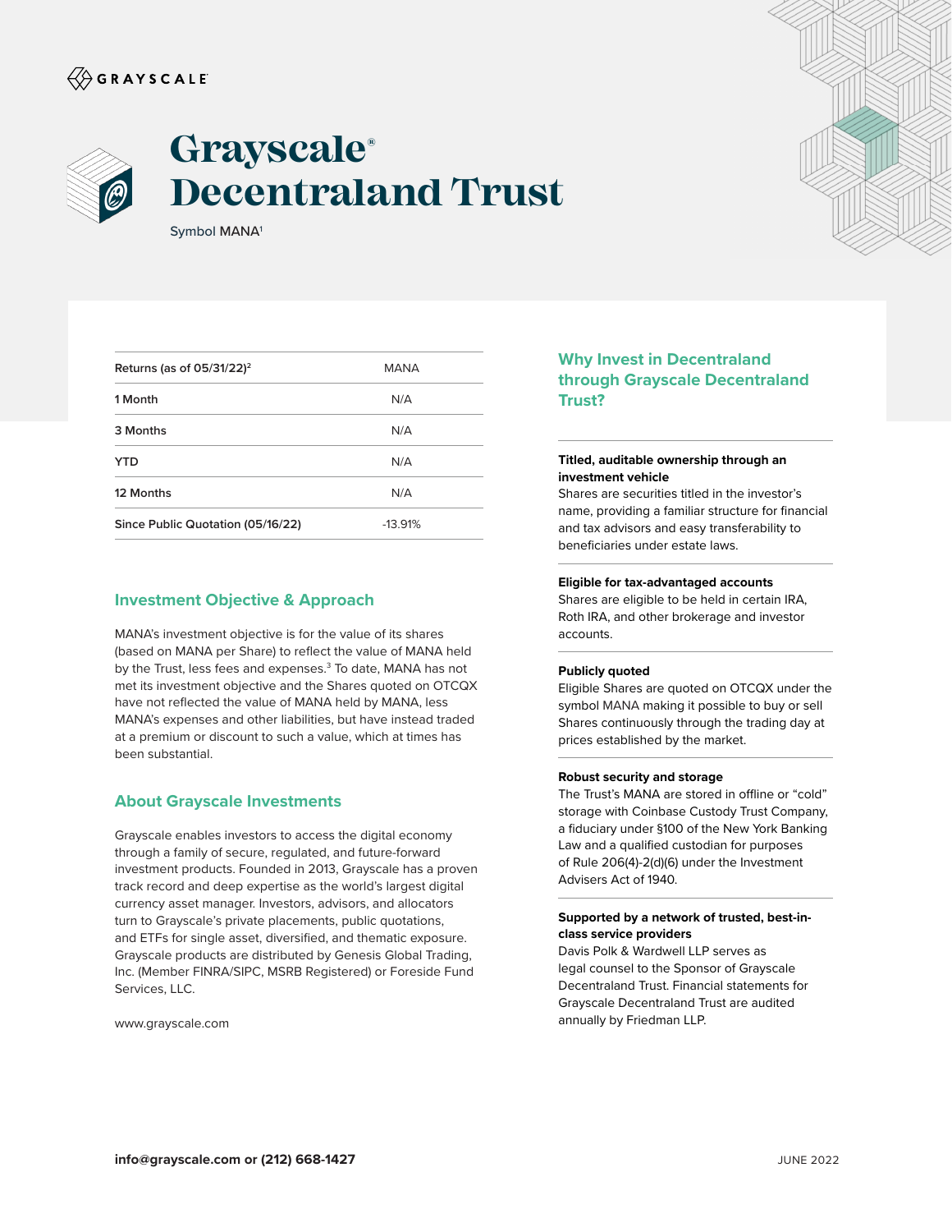GRAYSCALE

# Grayscale® Decentraland Trust

Symbol MANA[1]

| Returns (as of 05/31/22)[2] | MANA |
|---|---|
| 1 Month | N/A |
| 3 Months | N/A |
| YTD | N/A |
| 12 Months | N/A |
| Since Public Quotation (05/16/22) | -13.91% |

## Investment Objective & Approach

MANA's investment objective is for the value of its shares (based on MANA per Share) to reflect the value of MANA held by the Trust, less fees and expenses.[3] To date, MANA has not met its investment objective and the Shares quoted on OTCQX have not reflected the value of MANA held by MANA, less MANA's expenses and other liabilities, but have instead traded at a premium or discount to such a value, which at times has been substantial.

## About Grayscale Investments

Grayscale enables investors to access the digital economy through a family of secure, regulated, and future-forward investment products. Founded in 2013, Grayscale has a proven track record and deep expertise as the world's largest digital currency asset manager. Investors, advisors, and allocators turn to Grayscale's private placements, public quotations, and ETFs for single asset, diversified, and thematic exposure. Grayscale products are distributed by Genesis Global Trading, Inc. (Member FINRA/SIPC, MSRB Registered) or Foreside Fund Services, LLC.

www.grayscale.com

## Why Invest in Decentraland through Grayscale Decentraland Trust?

**Titled, auditable ownership through an investment vehicle**
Shares are securities titled in the investor's name, providing a familiar structure for financial and tax advisors and easy transferability to beneficiaries under estate laws.

**Eligible for tax-advantaged accounts**
Shares are eligible to be held in certain IRA, Roth IRA, and other brokerage and investor accounts.

**Publicly quoted**
Eligible Shares are quoted on OTCQX under the symbol MANA making it possible to buy or sell Shares continuously through the trading day at prices established by the market.

**Robust security and storage**
The Trust's MANA are stored in offline or "cold" storage with Coinbase Custody Trust Company, a fiduciary under §100 of the New York Banking Law and a qualified custodian for purposes of Rule 206(4)-2(d)(6) under the Investment Advisers Act of 1940.

**Supported by a network of trusted, best-in-class service providers**
Davis Polk & Wardwell LLP serves as legal counsel to the Sponsor of Grayscale Decentraland Trust. Financial statements for Grayscale Decentraland Trust are audited annually by Friedman LLP.

**info@grayscale.com or (212) 668-1427**

JUNE 2022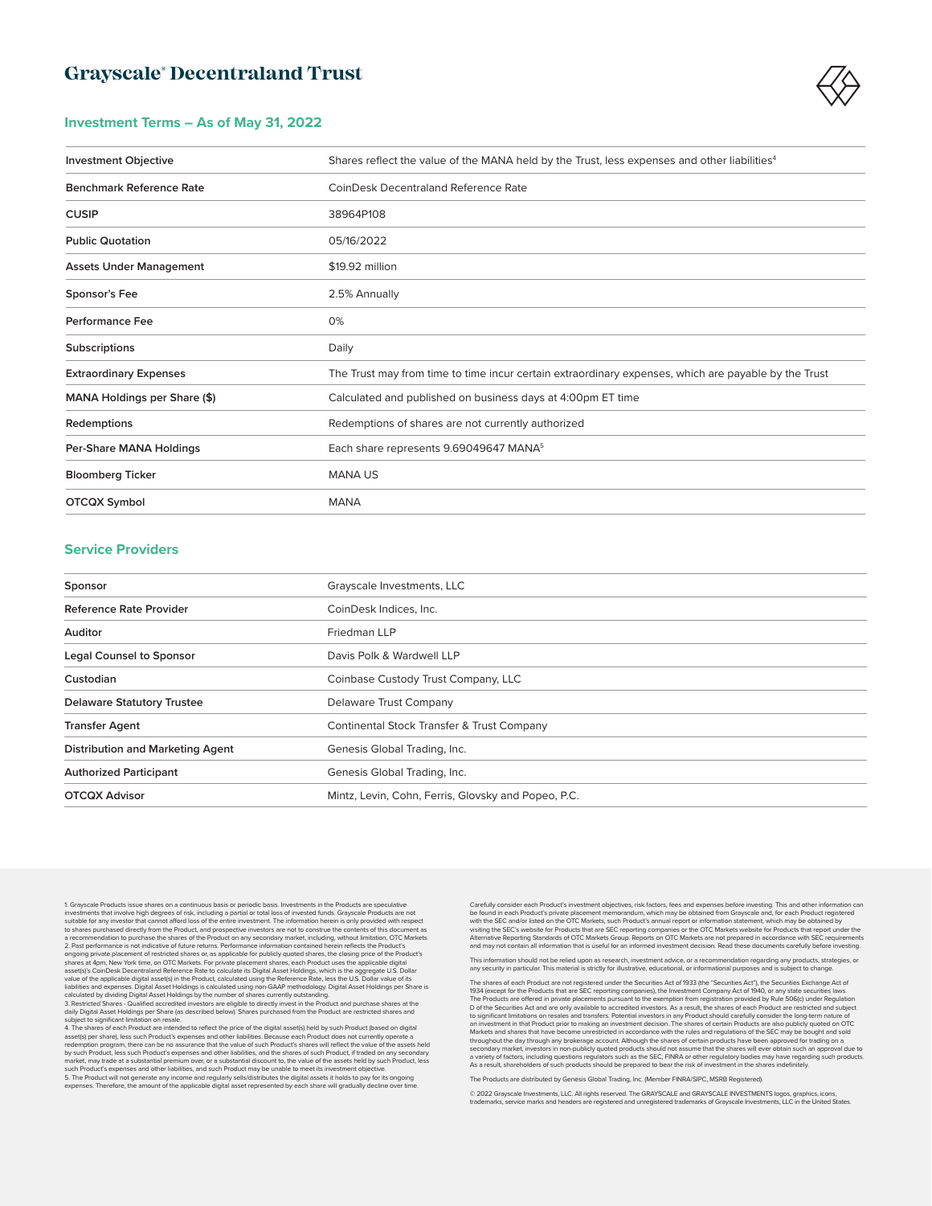# Grayscale® Decentraland Trust

## Investment Terms – As of May 31, 2022

| | |
|---|---|
| **Investment Objective** | Shares reflect the value of the MANA held by the Trust, less expenses and other liabilities[4] |
| **Benchmark Reference Rate** | CoinDesk Decentraland Reference Rate |
| **CUSIP** | 38964P108 |
| **Public Quotation** | 05/16/2022 |
| **Assets Under Management** | $19.92 million |
| **Sponsor's Fee** | 2.5% Annually |
| **Performance Fee** | 0% |
| **Subscriptions** | Daily |
| **Extraordinary Expenses** | The Trust may from time to time incur certain extraordinary expenses, which are payable by the Trust |
| **MANA Holdings per Share ($)** | Calculated and published on business days at 4:00pm ET time |
| **Redemptions** | Redemptions of shares are not currently authorized |
| **Per-Share MANA Holdings** | Each share represents 9.69049647 MANA[5] |
| **Bloomberg Ticker** | MANA US |
| **OTCQX Symbol** | MANA |

## Service Providers

| | |
|---|---|
| **Sponsor** | Grayscale Investments, LLC |
| **Reference Rate Provider** | CoinDesk Indices, Inc. |
| **Auditor** | Friedman LLP |
| **Legal Counsel to Sponsor** | Davis Polk & Wardwell LLP |
| **Custodian** | Coinbase Custody Trust Company, LLC |
| **Delaware Statutory Trustee** | Delaware Trust Company |
| **Transfer Agent** | Continental Stock Transfer & Trust Company |
| **Distribution and Marketing Agent** | Genesis Global Trading, Inc. |
| **Authorized Participant** | Genesis Global Trading, Inc. |
| **OTCQX Advisor** | Mintz, Levin, Cohn, Ferris, Glovsky and Popeo, P.C. |

1. Grayscale Products issue shares on a continuous basis or periodic basis. Investments in the Products are speculative investments that involve high degrees of risk, including a partial or total loss of invested funds. Grayscale Products are not suitable for any investor that cannot afford loss of the entire investment. The information herein is only provided with respect to shares purchased directly from the Product, and prospective investors are not to construe the contents of this document as a recommendation to purchase the shares of the Product on any secondary market, including, without limitation, OTC Markets.
2. Past performance is not indicative of future returns. Performance information contained herein reflects the Product's ongoing private placement of restricted shares or, as applicable for publicly quoted shares, the closing price of the Product's shares at 4pm, New York time, on OTC Markets. For private placement shares, each Product uses the applicable digital asset(s)'s CoinDesk Decentraland Reference Rate to calculate its Digital Asset Holdings, which is the aggregate U.S. Dollar value of the applicable digital asset(s) in the Product, calculated using the Reference Rate, less the U.S. Dollar value of its liabilities and expenses. Digital Asset Holdings is calculated using non-GAAP methodology. Digital Asset Holdings per Share is calculated by dividing Digital Asset Holdings by the number of shares currently outstanding.
3. Restricted Shares - Qualified accredited investors are eligible to directly invest in the Product and purchase shares at the daily Digital Asset Holdings per Share (as described below). Shares purchased from the Product are restricted shares and subject to significant limitation on resale.
4. The shares of each Product are intended to reflect the price of the digital asset(s) held by such Product (based on digital asset(s) per share), less such Product's expenses and other liabilities. Because each Product does not currently operate a redemption program, there can be no assurance that the value of such Product's shares will reflect the value of the assets held by such Product, less such Product's expenses and other liabilities, and the shares of such Product, if traded on any secondary market, may trade at a substantial premium over, or a substantial discount to, the value of the assets held by such Product, less such Product's expenses and other liabilities, and such Product may be unable to meet its investment objective.
5. The Product will not generate any income and regularly sells/distributes the digital assets it holds to pay for its ongoing expenses. Therefore, the amount of the applicable digital asset represented by each share will gradually decline over time.

Carefully consider each Product's investment objectives, risk factors, fees and expenses before investing. This and other information can be found in each Product's private placement memorandum, which may be obtained from Grayscale and, for each Product registered with the SEC and/or listed on the OTC Markets, such Product's annual report or information statement, which may be obtained by visiting the SEC's website for Products that are SEC reporting companies or the OTC Markets website for Products that report under the Alternative Reporting Standards of OTC Markets Group. Reports on OTC Markets are not prepared in accordance with SEC requirements and may not contain all information that is useful for an informed investment decision. Read these documents carefully before investing.

This information should not be relied upon as research, investment advice, or a recommendation regarding any products, strategies, or any security in particular. This material is strictly for illustrative, educational, or informational purposes and is subject to change.

The shares of each Product are not registered under the Securities Act of 1933 (the "Securities Act"), the Securities Exchange Act of 1934 (except for the Products that are SEC reporting companies), the Investment Company Act of 1940, or any state securities laws. The Products are offered in private placements pursuant to the exemption from registration provided by Rule 506(c) under Regulation D of the Securities Act and are only available to accredited investors. As a result, the shares of each Product are restricted and subject to significant limitations on resales and transfers. Potential investors in any Product should carefully consider the long-term nature of an investment in that Product prior to making an investment decision. The shares of certain Products are also publicly quoted on OTC Markets and shares that have become unrestricted in accordance with the rules and regulations of the SEC may be bought and sold throughout the day through any brokerage account. Although the shares of certain products have been approved for trading on a secondary market, investors in non-publicly quoted products should not assume that the shares will ever obtain such an approval due to a variety of factors, including questions regulators such as the SEC, FINRA or other regulatory bodies may have regarding such products. As a result, shareholders of such products should be prepared to bear the risk of investment in the shares indefinitely.

The Products are distributed by Genesis Global Trading, Inc. (Member FINRA/SIPC, MSRB Registered).

© 2022 Grayscale Investments, LLC. All rights reserved. The GRAYSCALE and GRAYSCALE INVESTMENTS logos, graphics, icons, trademarks, service marks and headers are registered and unregistered trademarks of Grayscale Investments, LLC in the United States.